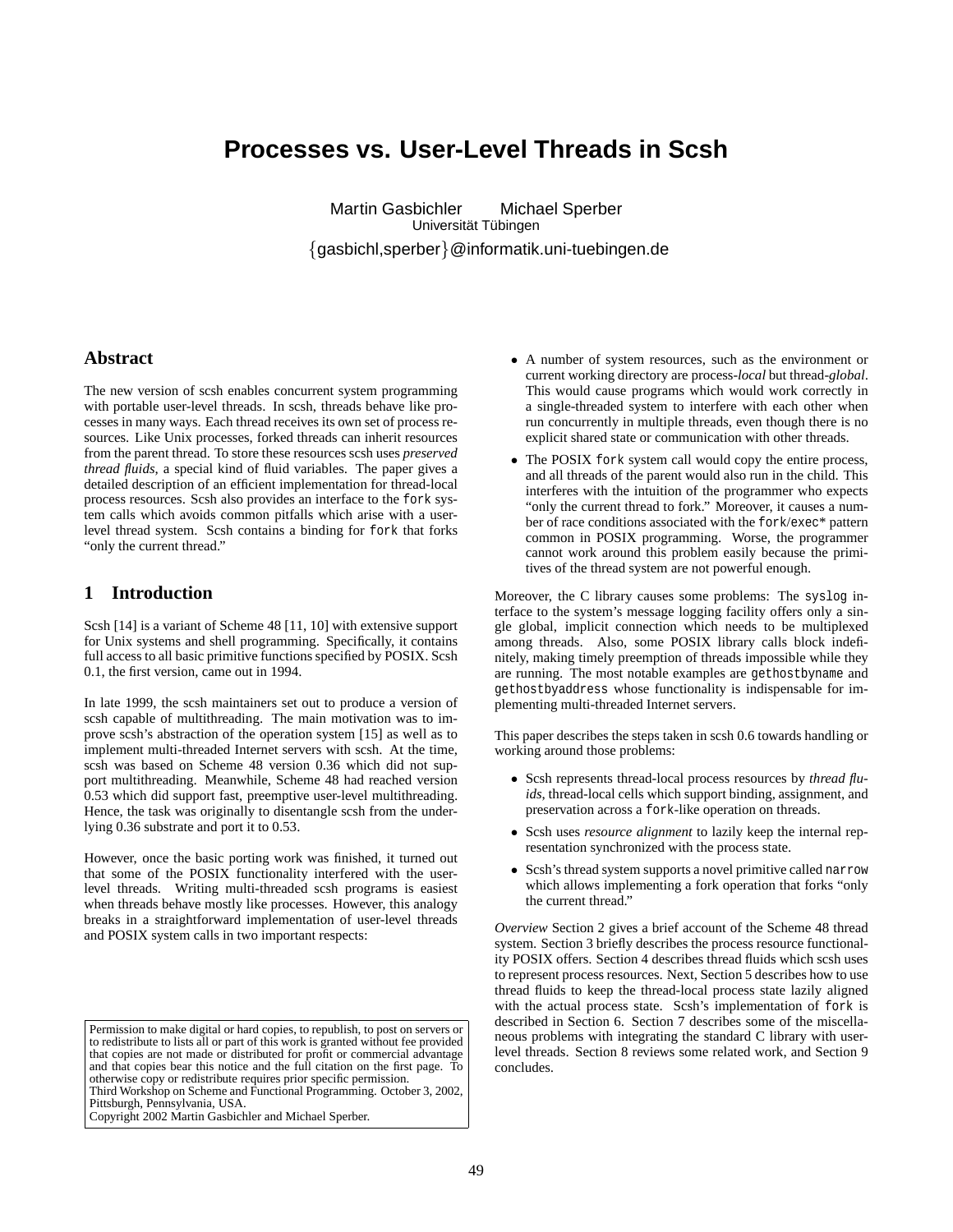# Processes vs. User-Level Threads in Scsh

Martin Gasbichler  Michael Sperber
Universität Tübingen
{gasbichl,sperber}@informatik.uni-tuebingen.de

## Abstract

The new version of scsh enables concurrent system programming with portable user-level threads. In scsh, threads behave like processes in many ways. Each thread receives its own set of process resources. Like Unix processes, forked threads can inherit resources from the parent thread. To store these resources scsh uses *preserved thread fluids*, a special kind of fluid variables. The paper gives a detailed description of an efficient implementation for thread-local process resources. Scsh also provides an interface to the `fork` system calls which avoids common pitfalls which arise with a user-level thread system. Scsh contains a binding for `fork` that forks "only the current thread."

## 1 Introduction

Scsh [14] is a variant of Scheme 48 [11, 10] with extensive support for Unix systems and shell programming. Specifically, it contains full access to all basic primitive functions specified by POSIX. Scsh 0.1, the first version, came out in 1994.

In late 1999, the scsh maintainers set out to produce a version of scsh capable of multithreading. The main motivation was to improve scsh's abstraction of the operation system [15] as well as to implement multi-threaded Internet servers with scsh. At the time, scsh was based on Scheme 48 version 0.36 which did not support multithreading. Meanwhile, Scheme 48 had reached version 0.53 which did support fast, preemptive user-level multithreading. Hence, the task was originally to disentangle scsh from the underlying 0.36 substrate and port it to 0.53.

However, once the basic porting work was finished, it turned out that some of the POSIX functionality interfered with the user-level threads. Writing multi-threaded scsh programs is easiest when threads behave mostly like processes. However, this analogy breaks in a straightforward implementation of user-level threads and POSIX system calls in two important respects:

- A number of system resources, such as the environment or current working directory are process-*local* but thread-*global*. This would cause programs which would work correctly in a single-threaded system to interfere with each other when run concurrently in multiple threads, even though there is no explicit shared state or communication with other threads.
- The POSIX `fork` system call would copy the entire process, and all threads of the parent would also run in the child. This interferes with the intuition of the programmer who expects "only the current thread to fork." Moreover, it causes a number of race conditions associated with the `fork`/`exec*` pattern common in POSIX programming. Worse, the programmer cannot work around this problem easily because the primitives of the thread system are not powerful enough.

Moreover, the C library causes some problems: The `syslog` interface to the system's message logging facility offers only a single global, implicit connection which needs to be multiplexed among threads. Also, some POSIX library calls block indefinitely, making timely preemption of threads impossible while they are running. The most notable examples are `gethostbyname` and `gethostbyaddress` whose functionality is indispensable for implementing multi-threaded Internet servers.

This paper describes the steps taken in scsh 0.6 towards handling or working around those problems:

- Scsh represents thread-local process resources by *thread fluids*, thread-local cells which support binding, assignment, and preservation across a `fork`-like operation on threads.
- Scsh uses *resource alignment* to lazily keep the internal representation synchronized with the process state.
- Scsh's thread system supports a novel primitive called `narrow` which allows implementing a fork operation that forks "only the current thread."

*Overview* Section 2 gives a brief account of the Scheme 48 thread system. Section 3 briefly describes the process resource functionality POSIX offers. Section 4 describes thread fluids which scsh uses to represent process resources. Next, Section 5 describes how to use thread fluids to keep the thread-local process state lazily aligned with the actual process state. Scsh's implementation of `fork` is described in Section 6. Section 7 describes some of the miscellaneous problems with integrating the standard C library with user-level threads. Section 8 reviews some related work, and Section 9 concludes.

Permission to make digital or hard copies, to republish, to post on servers or to redistribute to lists all or part of this work is granted without fee provided that copies are not made or distributed for profit or commercial advantage and that copies bear this notice and the full citation on the first page. To otherwise copy or redistribute requires prior specific permission.
Third Workshop on Scheme and Functional Programming. October 3, 2002, Pittsburgh, Pennsylvania, USA.
Copyright 2002 Martin Gasbichler and Michael Sperber.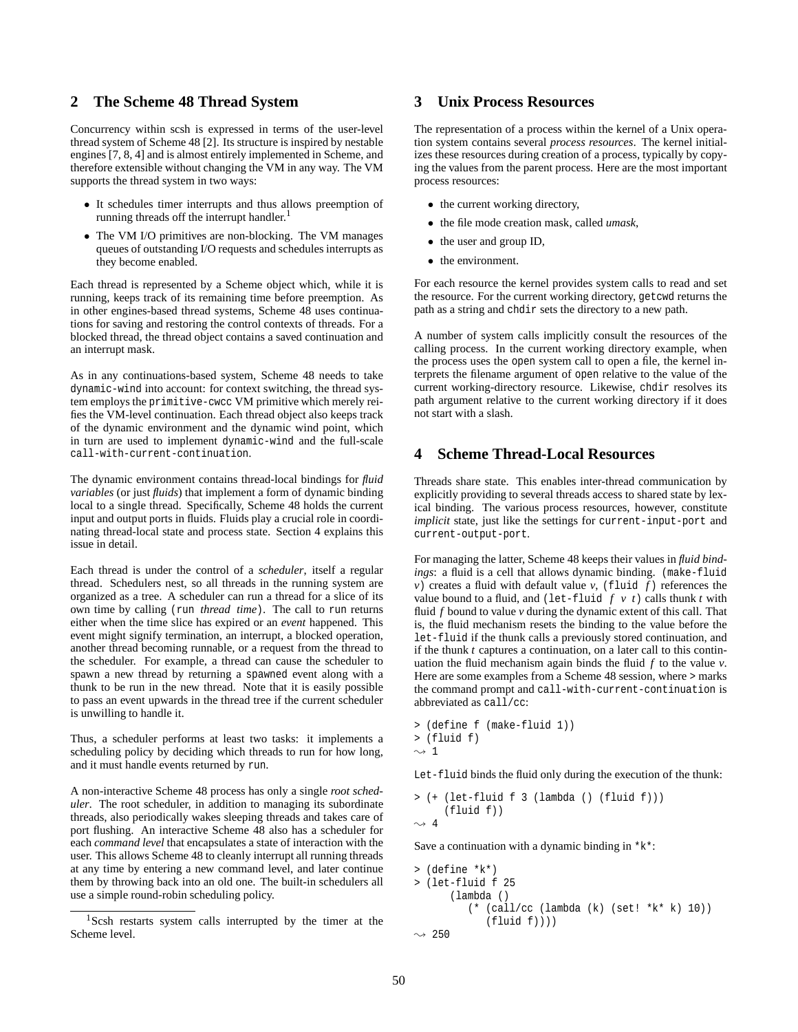## 2 The Scheme 48 Thread System

Concurrency within scsh is expressed in terms of the user-level thread system of Scheme 48 [2]. Its structure is inspired by nestable engines [7, 8, 4] and is almost entirely implemented in Scheme, and therefore extensible without changing the VM in any way. The VM supports the thread system in two ways:

- It schedules timer interrupts and thus allows preemption of running threads off the interrupt handler.[1]
- The VM I/O primitives are non-blocking. The VM manages queues of outstanding I/O requests and schedules interrupts as they become enabled.

Each thread is represented by a Scheme object which, while it is running, keeps track of its remaining time before preemption. As in other engines-based thread systems, Scheme 48 uses continuations for saving and restoring the control contexts of threads. For a blocked thread, the thread object contains a saved continuation and an interrupt mask.

As in any continuations-based system, Scheme 48 needs to take `dynamic-wind` into account: for context switching, the thread system employs the `primitive-cwcc` VM primitive which merely reifies the VM-level continuation. Each thread object also keeps track of the dynamic environment and the dynamic wind point, which in turn are used to implement `dynamic-wind` and the full-scale `call-with-current-continuation`.

The dynamic environment contains thread-local bindings for *fluid variables* (or just *fluids*) that implement a form of dynamic binding local to a single thread. Specifically, Scheme 48 holds the current input and output ports in fluids. Fluids play a crucial role in coordinating thread-local state and process state. Section 4 explains this issue in detail.

Each thread is under the control of a *scheduler*, itself a regular thread. Schedulers nest, so all threads in the running system are organized as a tree. A scheduler can run a thread for a slice of its own time by calling (`run` *thread time*). The call to `run` returns either when the time slice has expired or an *event* happened. This event might signify termination, an interrupt, a blocked operation, another thread becoming runnable, or a request from the thread to the scheduler. For example, a thread can cause the scheduler to spawn a new thread by returning a `spawned` event along with a thunk to be run in the new thread. Note that it is easily possible to pass an event upwards in the thread tree if the current scheduler is unwilling to handle it.

Thus, a scheduler performs at least two tasks: it implements a scheduling policy by deciding which threads to run for how long, and it must handle events returned by `run`.

A non-interactive Scheme 48 process has only a single *root scheduler*. The root scheduler, in addition to managing its subordinate threads, also periodically wakes sleeping threads and takes care of port flushing. An interactive Scheme 48 also has a scheduler for each *command level* that encapsulates a state of interaction with the user. This allows Scheme 48 to cleanly interrupt all running threads at any time by entering a new command level, and later continue them by throwing back into an old one. The built-in schedulers all use a simple round-robin scheduling policy.

[1] Scsh restarts system calls interrupted by the timer at the Scheme level.

## 3 Unix Process Resources

The representation of a process within the kernel of a Unix operation system contains several *process resources*. The kernel initializes these resources during creation of a process, typically by copying the values from the parent process. Here are the most important process resources:

- the current working directory,
- the file mode creation mask, called *umask*,
- the user and group ID,
- the environment.

For each resource the kernel provides system calls to read and set the resource. For the current working directory, `getcwd` returns the path as a string and `chdir` sets the directory to a new path.

A number of system calls implicitly consult the resources of the calling process. In the current working directory example, when the process uses the `open` system call to open a file, the kernel interprets the filename argument of `open` relative to the value of the current working-directory resource. Likewise, `chdir` resolves its path argument relative to the current working directory if it does not start with a slash.

## 4 Scheme Thread-Local Resources

Threads share state. This enables inter-thread communication by explicitly providing to several threads access to shared state by lexical binding. The various process resources, however, constitute *implicit* state, just like the settings for `current-input-port` and `current-output-port`.

For managing the latter, Scheme 48 keeps their values in *fluid bindings*: a fluid is a cell that allows dynamic binding. (`make-fluid` *v*) creates a fluid with default value *v*, (`fluid` *f*) references the value bound to a fluid, and (`let-fluid` *f v t*) calls thunk *t* with fluid *f* bound to value *v* during the dynamic extent of this call. That is, the fluid mechanism resets the binding to the value before the `let-fluid` if the thunk calls a previously stored continuation, and if the thunk *t* captures a continuation, on a later call to this continuation the fluid mechanism again binds the fluid *f* to the value *v*. Here are some examples from a Scheme 48 session, where `>` marks the command prompt and `call-with-current-continuation` is abbreviated as `call/cc`:

```
> (define f (make-fluid 1))
> (fluid f)
⇝ 1
```

`Let-fluid` binds the fluid only during the execution of the thunk:

```
> (+ (let-fluid f 3 (lambda () (fluid f)))
     (fluid f))
⇝ 4
```

Save a continuation with a dynamic binding in `*k*`:

```
> (define *k*)
> (let-fluid f 25
     (lambda ()
        (* (call/cc (lambda (k) (set! *k* k) 10))
           (fluid f))))
⇝ 250
```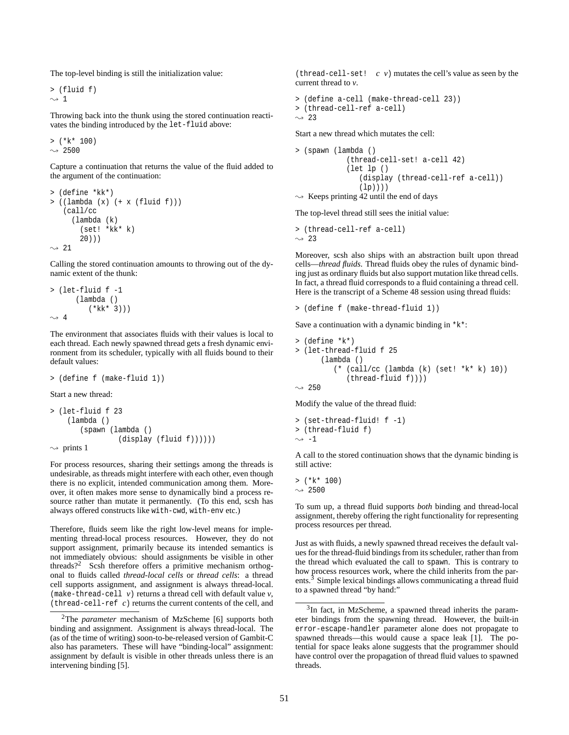The top-level binding is still the initialization value:

```
> (fluid f)
⇝ 1
```

Throwing back into the thunk using the stored continuation reactivates the binding introduced by the `let-fluid` above:

```
> (*k* 100)
⇝ 2500
```

Capture a continuation that returns the value of the fluid added to the argument of the continuation:

```
> (define *kk*)
> ((lambda (x) (+ x (fluid f)))
   (call/cc
     (lambda (k)
       (set! *kk* k)
       20)))
⇝ 21
```

Calling the stored continuation amounts to throwing out of the dynamic extent of the thunk:

```
> (let-fluid f -1
      (lambda ()
         (*kk* 3)))
⇝ 4
```

The environment that associates fluids with their values is local to each thread. Each newly spawned thread gets a fresh dynamic environment from its scheduler, typically with all fluids bound to their default values:

```
> (define f (make-fluid 1))
```

Start a new thread:

```
> (let-fluid f 23
    (lambda ()
       (spawn (lambda ()
                (display (fluid f))))))
⇝ prints 1
```

For process resources, sharing their settings among the threads is undesirable, as threads might interfere with each other, even though there is no explicit, intended communication among them. Moreover, it often makes more sense to dynamically bind a process resource rather than mutate it permanently. (To this end, scsh has always offered constructs like `with-cwd`, `with-env` etc.)

Therefore, fluids seem like the right low-level means for implementing thread-local process resources. However, they do not support assignment, primarily because its intended semantics is not immediately obvious: should assignments be visible in other threads?[2] Scsh therefore offers a primitive mechanism orthogonal to fluids called *thread-local cells* or *thread cells*: a thread cell supports assignment, and assignment is always thread-local. `(make-thread-cell v)` returns a thread cell with default value *v*, `(thread-cell-ref c)` returns the current contents of the cell, and `(thread-cell-set! c v)` mutates the cell's value as seen by the current thread to *v*.

```
> (define a-cell (make-thread-cell 23))
> (thread-cell-ref a-cell)
⇝ 23
```

Start a new thread which mutates the cell:

```
> (spawn (lambda ()
           (thread-cell-set! a-cell 42)
           (let lp ()
              (display (thread-cell-ref a-cell))
              (lp))))
⇝ Keeps printing 42 until the end of days
```

The top-level thread still sees the initial value:

```
> (thread-cell-ref a-cell)
⇝ 23
```

Moreover, scsh also ships with an abstraction built upon thread cells—*thread fluids*. Thread fluids obey the rules of dynamic binding just as ordinary fluids but also support mutation like thread cells. In fact, a thread fluid corresponds to a fluid containing a thread cell. Here is the transcript of a Scheme 48 session using thread fluids:

```
> (define f (make-thread-fluid 1))
```

Save a continuation with a dynamic binding in `*k*`:

```
> (define *k*)
> (let-thread-fluid f 25
     (lambda ()
        (* (call/cc (lambda (k) (set! *k* k) 10))
           (thread-fluid f))))
⇝ 250
```

Modify the value of the thread fluid:

```
> (set-thread-fluid! f -1)
> (thread-fluid f)
⇝ -1
```

A call to the stored continuation shows that the dynamic binding is still active:

```
> (*k* 100)
⇝ 2500
```

To sum up, a thread fluid supports *both* binding and thread-local assignment, thereby offering the right functionality for representing process resources per thread.

Just as with fluids, a newly spawned thread receives the default values for the thread-fluid bindings from its scheduler, rather than from the thread which evaluated the call to `spawn`. This is contrary to how process resources work, where the child inherits from the parents.[3] Simple lexical bindings allows communicating a thread fluid to a spawned thread "by hand:"

---

[2] The *parameter* mechanism of MzScheme [6] supports both binding and assignment. Assignment is always thread-local. The (as of the time of writing) soon-to-be-released version of Gambit-C also has parameters. These will have "binding-local" assignment: assignment by default is visible in other threads unless there is an intervening binding [5].

[3] In fact, in MzScheme, a spawned thread inherits the parameter bindings from the spawning thread. However, the built-in `error-escape-handler` parameter alone does not propagate to spawned threads—this would cause a space leak [1]. The potential for space leaks alone suggests that the programmer should have control over the propagation of thread fluid values to spawned threads.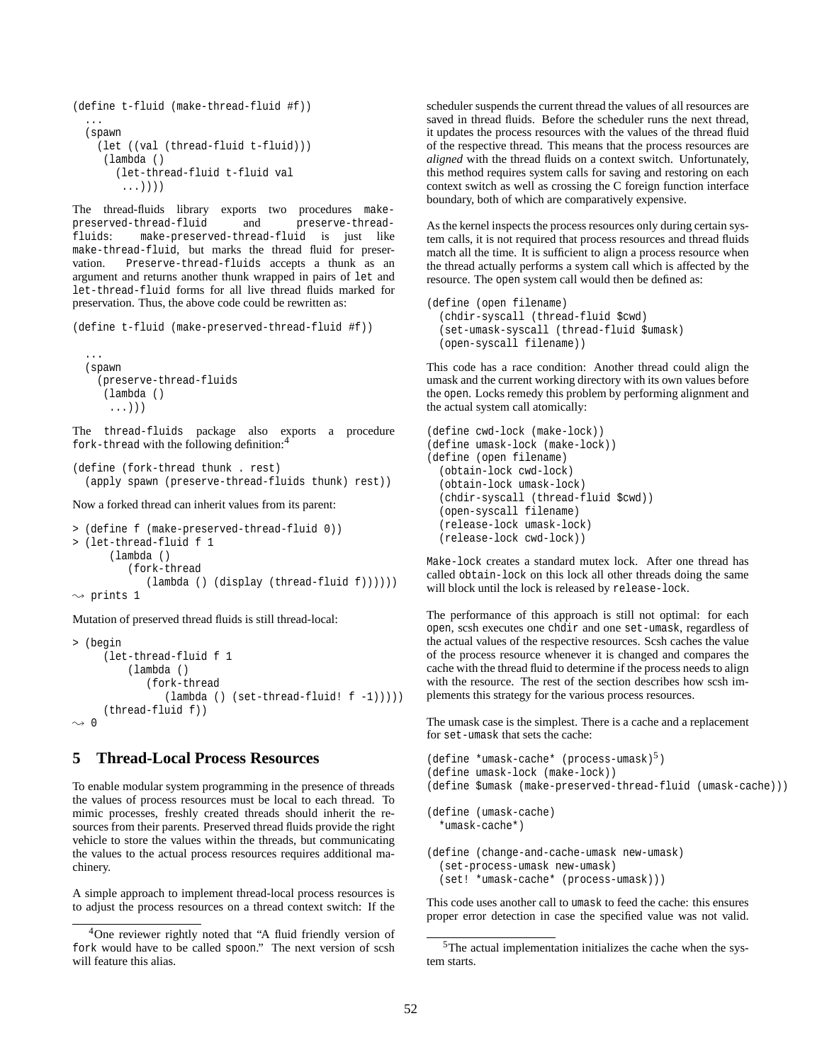```
(define t-fluid (make-thread-fluid #f))
  ...
  (spawn
    (let ((val (thread-fluid t-fluid)))
     (lambda ()
       (let-thread-fluid t-fluid val
        ...))))
```

The thread-fluids library exports two procedures make-preserved-thread-fluid and preserve-thread-fluids: make-preserved-thread-fluid is just like make-thread-fluid, but marks the thread fluid for preservation. Preserve-thread-fluids accepts a thunk as an argument and returns another thunk wrapped in pairs of let and let-thread-fluid forms for all live thread fluids marked for preservation. Thus, the above code could be rewritten as:

```
(define t-fluid (make-preserved-thread-fluid #f))

  ...
  (spawn
    (preserve-thread-fluids
     (lambda ()
      ...)))
```

The thread-fluids package also exports a procedure fork-thread with the following definition:[4]

```
(define (fork-thread thunk . rest)
  (apply spawn (preserve-thread-fluids thunk) rest))
```

Now a forked thread can inherit values from its parent:

```
> (define f (make-preserved-thread-fluid 0))
> (let-thread-fluid f 1
      (lambda ()
        (fork-thread
           (lambda () (display (thread-fluid f))))))
⇝ prints 1
```

Mutation of preserved thread fluids is still thread-local:

```
> (begin
     (let-thread-fluid f 1
         (lambda ()
            (fork-thread
               (lambda () (set-thread-fluid! f -1)))))
     (thread-fluid f))
⇝ 0
```

## 5 Thread-Local Process Resources

To enable modular system programming in the presence of threads the values of process resources must be local to each thread. To mimic processes, freshly created threads should inherit the resources from their parents. Preserved thread fluids provide the right vehicle to store the values within the threads, but communicating the values to the actual process resources requires additional machinery.

A simple approach to implement thread-local process resources is to adjust the process resources on a thread context switch: If the scheduler suspends the current thread the values of all resources are saved in thread fluids. Before the scheduler runs the next thread, it updates the process resources with the values of the thread fluid of the respective thread. This means that the process resources are *aligned* with the thread fluids on a context switch. Unfortunately, this method requires system calls for saving and restoring on each context switch as well as crossing the C foreign function interface boundary, both of which are comparatively expensive.

As the kernel inspects the process resources only during certain system calls, it is not required that process resources and thread fluids match all the time. It is sufficient to align a process resource when the thread actually performs a system call which is affected by the resource. The open system call would then be defined as:

```
(define (open filename)
  (chdir-syscall (thread-fluid $cwd)
  (set-umask-syscall (thread-fluid $umask)
  (open-syscall filename))
```

This code has a race condition: Another thread could align the umask and the current working directory with its own values before the open. Locks remedy this problem by performing alignment and the actual system call atomically:

```
(define cwd-lock (make-lock))
(define umask-lock (make-lock))
(define (open filename)
  (obtain-lock cwd-lock)
  (obtain-lock umask-lock)
  (chdir-syscall (thread-fluid $cwd))
  (open-syscall filename)
  (release-lock umask-lock)
  (release-lock cwd-lock))
```

Make-lock creates a standard mutex lock. After one thread has called obtain-lock on this lock all other threads doing the same will block until the lock is released by release-lock.

The performance of this approach is still not optimal: for each open, scsh executes one chdir and one set-umask, regardless of the actual values of the respective resources. Scsh caches the value of the process resource whenever it is changed and compares the cache with the thread fluid to determine if the process needs to align with the resource. The rest of the section describes how scsh implements this strategy for the various process resources.

The umask case is the simplest. There is a cache and a replacement for set-umask that sets the cache:

```
(define *umask-cache* (process-umask)[5])
(define umask-lock (make-lock))
(define $umask (make-preserved-thread-fluid (umask-cache)))

(define (umask-cache)
  *umask-cache*)

(define (change-and-cache-umask new-umask)
  (set-process-umask new-umask)
  (set! *umask-cache* (process-umask)))
```

This code uses another call to umask to feed the cache: this ensures proper error detection in case the specified value was not valid.

[4] One reviewer rightly noted that "A fluid friendly version of fork would have to be called spoon." The next version of scsh will feature this alias.

[5] The actual implementation initializes the cache when the system starts.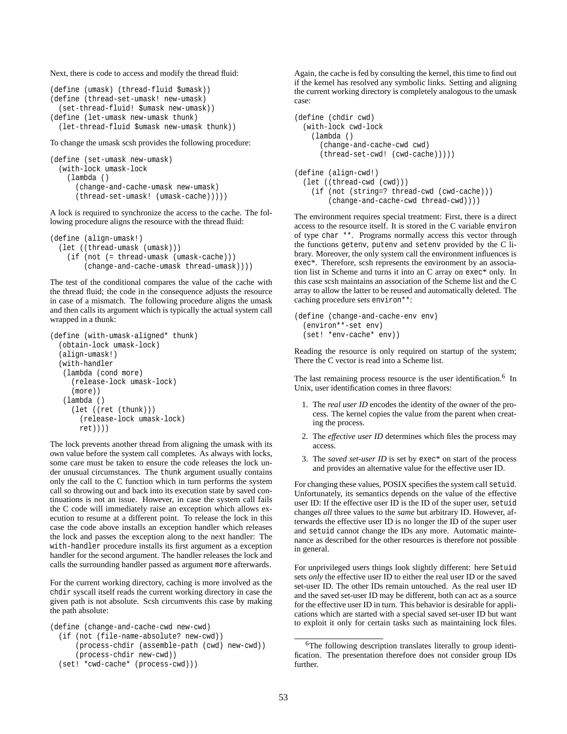Next, there is code to access and modify the thread fluid:

```
(define (umask) (thread-fluid $umask))
(define (thread-set-umask! new-umask)
  (set-thread-fluid! $umask new-umask))
(define (let-umask new-umask thunk)
  (let-thread-fluid $umask new-umask thunk))
```

To change the umask scsh provides the following procedure:

```
(define (set-umask new-umask)
  (with-lock umask-lock
    (lambda ()
      (change-and-cache-umask new-umask)
      (thread-set-umask! (umask-cache)))))
```

A lock is required to synchronize the access to the cache. The following procedure aligns the resource with the thread fluid:

```
(define (align-umask!)
  (let ((thread-umask (umask)))
    (if (not (= thread-umask (umask-cache)))
        (change-and-cache-umask thread-umask))))
```

The test of the conditional compares the value of the cache with the thread fluid; the code in the consequence adjusts the resource in case of a mismatch. The following procedure aligns the umask and then calls its argument which is typically the actual system call wrapped in a thunk:

```
(define (with-umask-aligned* thunk)
  (obtain-lock umask-lock)
  (align-umask!)
  (with-handler
   (lambda (cond more)
     (release-lock umask-lock)
     (more))
   (lambda ()
     (let ((ret (thunk)))
       (release-lock umask-lock)
       ret))))
```

The lock prevents another thread from aligning the umask with its own value before the system call completes. As always with locks, some care must be taken to ensure the code releases the lock under unusual circumstances. The `thunk` argument usually contains only the call to the C function which in turn performs the system call so throwing out and back into its execution state by saved continuations is not an issue. However, in case the system call fails the C code will immediately raise an exception which allows execution to resume at a different point. To release the lock in this case the code above installs an exception handler which releases the lock and passes the exception along to the next handler: The `with-handler` procedure installs its first argument as a exception handler for the second argument. The handler releases the lock and calls the surrounding handler passed as argument `more` afterwards.

For the current working directory, caching is more involved as the `chdir` syscall itself reads the current working directory in case the given path is not absolute. Scsh circumvents this case by making the path absolute:

```
(define (change-and-cache-cwd new-cwd)
  (if (not (file-name-absolute? new-cwd))
      (process-chdir (assemble-path (cwd) new-cwd))
      (process-chdir new-cwd))
  (set! *cwd-cache* (process-cwd)))
```

Again, the cache is fed by consulting the kernel, this time to find out if the kernel has resolved any symbolic links. Setting and aligning the current working directory is completely analogous to the umask case:

```
(define (chdir cwd)
  (with-lock cwd-lock
    (lambda ()
      (change-and-cache-cwd cwd)
      (thread-set-cwd! (cwd-cache)))))

(define (align-cwd!)
  (let ((thread-cwd (cwd)))
    (if (not (string=? thread-cwd (cwd-cache)))
        (change-and-cache-cwd thread-cwd))))
```

The environment requires special treatment: First, there is a direct access to the resource itself. It is stored in the C variable `environ` of type `char **`. Programs normally access this vector through the functions `getenv`, `putenv` and `setenv` provided by the C library. Moreover, the only system call the environment influences is `exec*`. Therefore, scsh represents the environment by an association list in Scheme and turns it into an C array on `exec*` only. In this case scsh maintains an association of the Scheme list and the C array to allow the latter to be reused and automatically deleted. The caching procedure sets `environ**`:

```
(define (change-and-cache-env env)
  (environ**-set env)
  (set! *env-cache* env))
```

Reading the resource is only required on startup of the system; There the C vector is read into a Scheme list.

The last remaining process resource is the user identification.[6] In Unix, user identification comes in three flavors:

1. The *real user ID* encodes the identity of the owner of the process. The kernel copies the value from the parent when creating the process.
2. The *effective user ID* determines which files the process may access.
3. The *saved set-user ID* is set by `exec*` on start of the process and provides an alternative value for the effective user ID.

For changing these values, POSIX specifies the system call `setuid`. Unfortunately, its semantics depends on the value of the effective user ID: If the effective user ID is the ID of the super user, `setuid` changes *all* three values to the *same* but arbitrary ID. However, afterwards the effective user ID is no longer the ID of the super user and `setuid` cannot change the IDs any more. Automatic maintenance as described for the other resources is therefore not possible in general.

For unprivileged users things look slightly different: here `Setuid` sets *only* the effective user ID to either the real user ID or the saved set-user ID. The other IDs remain untouched. As the real user ID and the saved set-user ID may be different, both can act as a source for the effective user ID in turn. This behavior is desirable for applications which are started with a special saved set-user ID but want to exploit it only for certain tasks such as maintaining lock files.

[6] The following description translates literally to group identification. The presentation therefore does not consider group IDs further.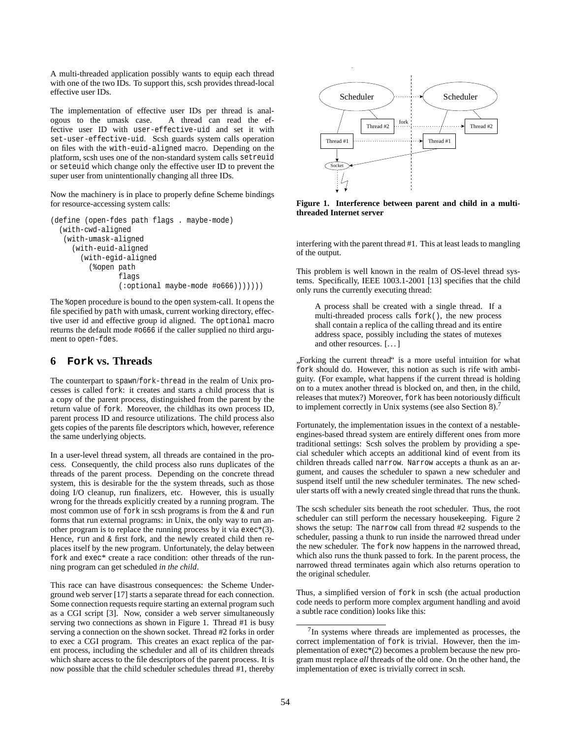A multi-threaded application possibly wants to equip each thread with one of the two IDs. To support this, scsh provides thread-local effective user IDs.

The implementation of effective user IDs per thread is analogous to the umask case. A thread can read the effective user ID with `user-effective-uid` and set it with `set-user-effective-uid`. Scsh guards system calls operation on files with the `with-euid-aligned` macro. Depending on the platform, scsh uses one of the non-standard system calls `setreuid` or `seteuid` which change only the effective user ID to prevent the super user from unintentionally changing all three IDs.

Now the machinery is in place to properly define Scheme bindings for resource-accessing system calls:

```
(define (open-fdes path flags . maybe-mode)
  (with-cwd-aligned
   (with-umask-aligned
     (with-euid-aligned
       (with-egid-aligned
         (%open path
                flags
                (:optional maybe-mode #o666)))))))
```

The `%open` procedure is bound to the `open` system-call. It opens the file specified by `path` with umask, current working directory, effective user id and effective group id aligned. The `optional` macro returns the default mode `#o666` if the caller supplied no third argument to `open-fdes`.

## 6 `Fork` vs. Threads

The counterpart to `spawn`/`fork-thread` in the realm of Unix processes is called `fork`: it creates and starts a child process that is a copy of the parent process, distinguished from the parent by the return value of `fork`. Moreover, the childhas its own process ID, parent process ID and resource utilizations. The child process also gets copies of the parents file descriptors which, however, reference the same underlying objects.

In a user-level thread system, all threads are contained in the process. Consequently, the child process also runs duplicates of the threads of the parent process. Depending on the concrete thread system, this is desirable for the the system threads, such as those doing I/O cleanup, run finalizers, etc. However, this is usually wrong for the threads explicitly created by a running program. The most common use of `fork` in scsh programs is from the `&` and `run` forms that run external programs: in Unix, the only way to run another program is to replace the running process by it via `exec*`(3). Hence, `run` and `&` first fork, and the newly created child then replaces itself by the new program. Unfortunately, the delay between `fork` and `exec*` create a race condition: other threads of the running program can get scheduled *in the child*.

This race can have disastrous consequences: the Scheme Underground web server [17] starts a separate thread for each connection. Some connection requests require starting an external program such as a CGI script [3]. Now, consider a web server simultaneously serving two connections as shown in Figure 1. Thread #1 is busy serving a connection on the shown socket. Thread #2 forks in order to exec a CGI program. This creates an exact replica of the parent process, including the scheduler and all of its children threads which share access to the file descriptors of the parent process. It is now possible that the child scheduler schedules thread #1, thereby interfering with the parent thread #1. This at least leads to mangling of the output.

**Figure 1. Interference between parent and child in a multi-threaded Internet server**

This problem is well known in the realm of OS-level thread systems. Specifically, IEEE 1003.1-2001 [13] specifies that the child only runs the currently executing thread:

> A process shall be created with a single thread. If a multi-threaded process calls `fork()`, the new process shall contain a replica of the calling thread and its entire address space, possibly including the states of mutexes and other resources. [...]

„Forking the current thread" is a more useful intuition for what `fork` should do. However, this notion as such is rife with ambiguity. (For example, what happens if the current thread is holding on to a mutex another thread is blocked on, and then, in the child, releases that mutex?) Moreover, `fork` has been notoriously difficult to implement correctly in Unix systems (see also Section 8).[7]

Fortunately, the implementation issues in the context of a nestable-engines-based thread system are entirely different ones from more traditional settings: Scsh solves the problem by providing a special scheduler which accepts an additional kind of event from its children threads called `narrow`. `Narrow` accepts a thunk as an argument, and causes the scheduler to spawn a new scheduler and suspend itself until the new scheduler terminates. The new scheduler starts off with a newly created single thread that runs the thunk.

The scsh scheduler sits beneath the root scheduler. Thus, the root scheduler can still perform the necessary housekeeping. Figure 2 shows the setup: The `narrow` call from thread #2 suspends to the scheduler, passing a thunk to run inside the narrowed thread under the new scheduler. The `fork` now happens in the narrowed thread, which also runs the thunk passed to fork. In the parent process, the narrowed thread terminates again which also returns operation to the original scheduler.

Thus, a simplified version of `fork` in scsh (the actual production code needs to perform more complex argument handling and avoid a subtle race condition) looks like this:

[7] In systems where threads are implemented as processes, the correct implementation of `fork` is trivial. However, then the implementation of `exec*`(2) becomes a problem because the new program must replace *all* threads of the old one. On the other hand, the implementation of `exec` is trivially correct in scsh.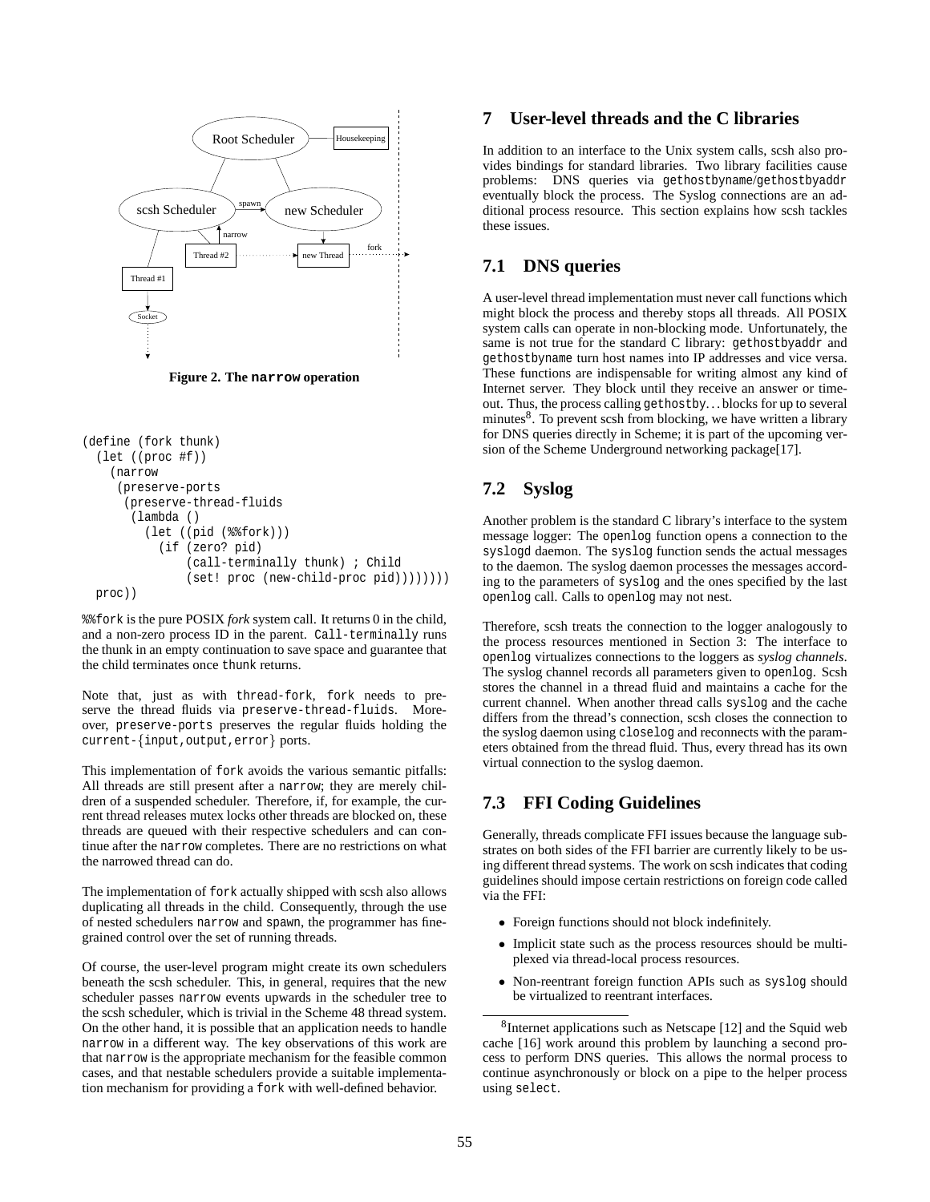Figure 2. The **narrow** operation

```
(define (fork thunk)
  (let ((proc #f))
    (narrow
     (preserve-ports
      (preserve-thread-fluids
       (lambda ()
         (let ((pid (%%fork)))
           (if (zero? pid)
               (call-terminally thunk) ; Child
               (set! proc (new-child-proc pid))))))))
  proc))
```

`%%fork` is the pure POSIX *fork* system call. It returns 0 in the child, and a non-zero process ID in the parent. `Call-terminally` runs the thunk in an empty continuation to save space and guarantee that the child terminates once `thunk` returns.

Note that, just as with `thread-fork`, `fork` needs to preserve the thread fluids via `preserve-thread-fluids`. Moreover, `preserve-ports` preserves the regular fluids holding the `current-{input,output,error}` ports.

This implementation of `fork` avoids the various semantic pitfalls: All threads are still present after a `narrow`; they are merely children of a suspended scheduler. Therefore, if, for example, the current thread releases mutex locks other threads are blocked on, these threads are queued with their respective schedulers and can continue after the `narrow` completes. There are no restrictions on what the narrowed thread can do.

The implementation of `fork` actually shipped with scsh also allows duplicating all threads in the child. Consequently, through the use of nested schedulers `narrow` and `spawn`, the programmer has fine-grained control over the set of running threads.

Of course, the user-level program might create its own schedulers beneath the scsh scheduler. This, in general, requires that the new scheduler passes `narrow` events upwards in the scheduler tree to the scsh scheduler, which is trivial in the Scheme 48 thread system. On the other hand, it is possible that an application needs to handle `narrow` in a different way. The key observations of this work are that `narrow` is the appropriate mechanism for the feasible common cases, and that nestable schedulers provide a suitable implementation mechanism for providing a `fork` with well-defined behavior.

# 7 User-level threads and the C libraries

In addition to an interface to the Unix system calls, scsh also provides bindings for standard libraries. Two library facilities cause problems: DNS queries via `gethostbyname`/`gethostbyaddr` eventually block the process. The Syslog connections are an additional process resource. This section explains how scsh tackles these issues.

## 7.1 DNS queries

A user-level thread implementation must never call functions which might block the process and thereby stops all threads. All POSIX system calls can operate in non-blocking mode. Unfortunately, the same is not true for the standard C library: `gethostbyaddr` and `gethostbyname` turn host names into IP addresses and vice versa. These functions are indispensable for writing almost any kind of Internet server. They block until they receive an answer or timeout. Thus, the process calling `gethostby`... blocks for up to several minutes[8]. To prevent scsh from blocking, we have written a library for DNS queries directly in Scheme; it is part of the upcoming version of the Scheme Underground networking package[17].

## 7.2 Syslog

Another problem is the standard C library's interface to the system message logger: The `openlog` function opens a connection to the `syslogd` daemon. The `syslog` function sends the actual messages to the daemon. The syslog daemon processes the messages according to the parameters of `syslog` and the ones specified by the last `openlog` call. Calls to `openlog` may not nest.

Therefore, scsh treats the connection to the logger analogously to the process resources mentioned in Section 3: The interface to `openlog` virtualizes connections to the loggers as *syslog channels*. The syslog channel records all parameters given to `openlog`. Scsh stores the channel in a thread fluid and maintains a cache for the current channel. When another thread calls `syslog` and the cache differs from the thread's connection, scsh closes the connection to the syslog daemon using `closelog` and reconnects with the parameters obtained from the thread fluid. Thus, every thread has its own virtual connection to the syslog daemon.

## 7.3 FFI Coding Guidelines

Generally, threads complicate FFI issues because the language substrates on both sides of the FFI barrier are currently likely to be using different thread systems. The work on scsh indicates that coding guidelines should impose certain restrictions on foreign code called via the FFI:

- Foreign functions should not block indefinitely.
- Implicit state such as the process resources should be multiplexed via thread-local process resources.
- Non-reentrant foreign function APIs such as `syslog` should be virtualized to reentrant interfaces.

[8] Internet applications such as Netscape [12] and the Squid web cache [16] work around this problem by launching a second process to perform DNS queries. This allows the normal process to continue asynchronously or block on a pipe to the helper process using `select`.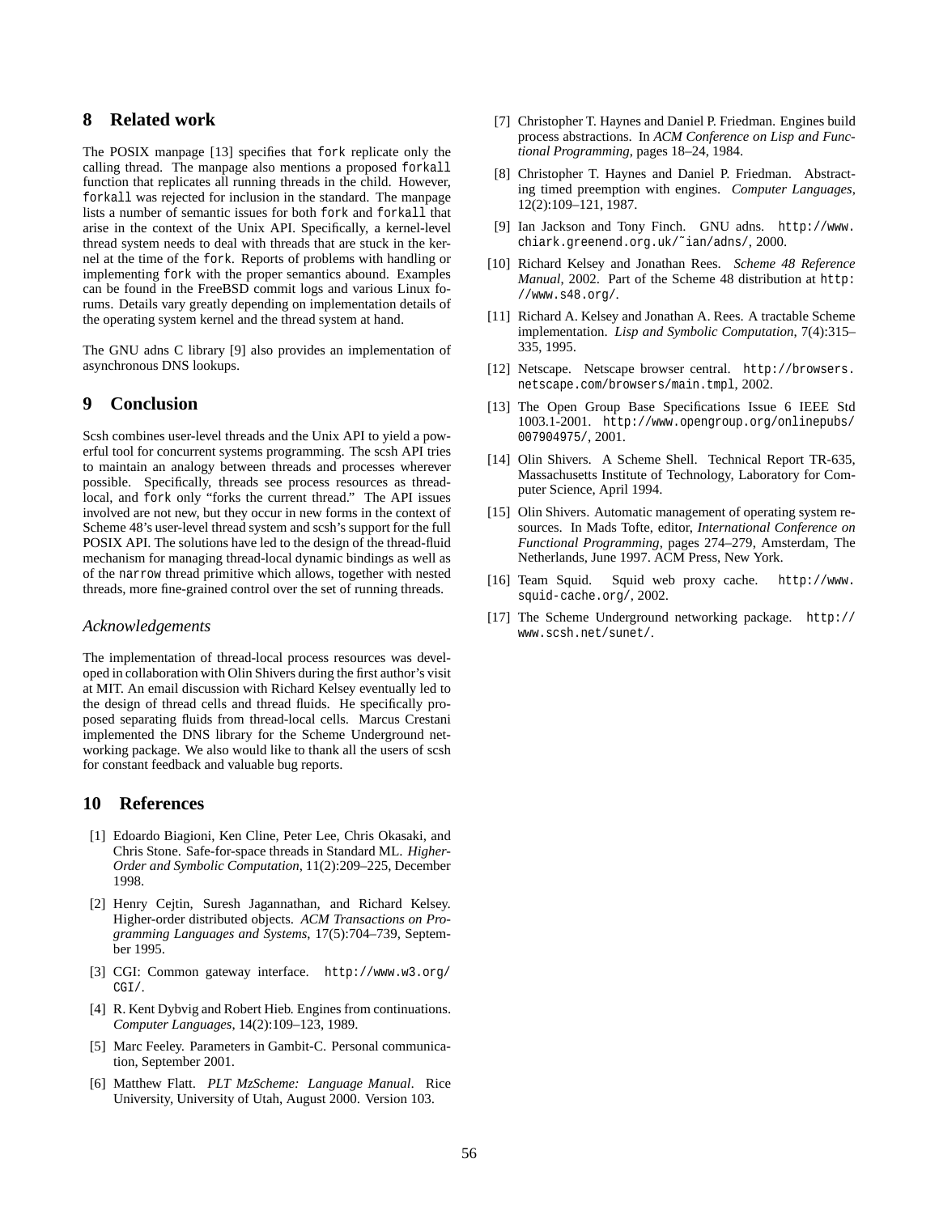## 8 Related work

The POSIX manpage [13] specifies that `fork` replicate only the calling thread. The manpage also mentions a proposed `forkall` function that replicates all running threads in the child. However, `forkall` was rejected for inclusion in the standard. The manpage lists a number of semantic issues for both `fork` and `forkall` that arise in the context of the Unix API. Specifically, a kernel-level thread system needs to deal with threads that are stuck in the kernel at the time of the `fork`. Reports of problems with handling or implementing `fork` with the proper semantics abound. Examples can be found in the FreeBSD commit logs and various Linux forums. Details vary greatly depending on implementation details of the operating system kernel and the thread system at hand.

The GNU adns C library [9] also provides an implementation of asynchronous DNS lookups.

## 9 Conclusion

Scsh combines user-level threads and the Unix API to yield a powerful tool for concurrent systems programming. The scsh API tries to maintain an analogy between threads and processes wherever possible. Specifically, threads see process resources as thread-local, and `fork` only "forks the current thread." The API issues involved are not new, but they occur in new forms in the context of Scheme 48's user-level thread system and scsh's support for the full POSIX API. The solutions have led to the design of the thread-fluid mechanism for managing thread-local dynamic bindings as well as of the `narrow` thread primitive which allows, together with nested threads, more fine-grained control over the set of running threads.

### *Acknowledgements*

The implementation of thread-local process resources was developed in collaboration with Olin Shivers during the first author's visit at MIT. An email discussion with Richard Kelsey eventually led to the design of thread cells and thread fluids. He specifically proposed separating fluids from thread-local cells. Marcus Crestani implemented the DNS library for the Scheme Underground networking package. We also would like to thank all the users of scsh for constant feedback and valuable bug reports.

## 10 References

[1] Edoardo Biagioni, Ken Cline, Peter Lee, Chris Okasaki, and Chris Stone. Safe-for-space threads in Standard ML. *Higher-Order and Symbolic Computation*, 11(2):209–225, December 1998.

[2] Henry Cejtin, Suresh Jagannathan, and Richard Kelsey. Higher-order distributed objects. *ACM Transactions on Programming Languages and Systems*, 17(5):704–739, September 1995.

[3] CGI: Common gateway interface. `http://www.w3.org/CGI/`.

[4] R. Kent Dybvig and Robert Hieb. Engines from continuations. *Computer Languages*, 14(2):109–123, 1989.

[5] Marc Feeley. Parameters in Gambit-C. Personal communication, September 2001.

[6] Matthew Flatt. *PLT MzScheme: Language Manual*. Rice University, University of Utah, August 2000. Version 103.

[7] Christopher T. Haynes and Daniel P. Friedman. Engines build process abstractions. In *ACM Conference on Lisp and Functional Programming*, pages 18–24, 1984.

[8] Christopher T. Haynes and Daniel P. Friedman. Abstracting timed preemption with engines. *Computer Languages*, 12(2):109–121, 1987.

[9] Ian Jackson and Tony Finch. GNU adns. `http://www.chiark.greenend.org.uk/~ian/adns/`, 2000.

[10] Richard Kelsey and Jonathan Rees. *Scheme 48 Reference Manual*, 2002. Part of the Scheme 48 distribution at `http://www.s48.org/`.

[11] Richard A. Kelsey and Jonathan A. Rees. A tractable Scheme implementation. *Lisp and Symbolic Computation*, 7(4):315–335, 1995.

[12] Netscape. Netscape browser central. `http://browsers.netscape.com/browsers/main.tmpl`, 2002.

[13] The Open Group Base Specifications Issue 6 IEEE Std 1003.1-2001. `http://www.opengroup.org/onlinepubs/007904975/`, 2001.

[14] Olin Shivers. A Scheme Shell. Technical Report TR-635, Massachusetts Institute of Technology, Laboratory for Computer Science, April 1994.

[15] Olin Shivers. Automatic management of operating system resources. In Mads Tofte, editor, *International Conference on Functional Programming*, pages 274–279, Amsterdam, The Netherlands, June 1997. ACM Press, New York.

[16] Team Squid. Squid web proxy cache. `http://www.squid-cache.org/`, 2002.

[17] The Scheme Underground networking package. `http://www.scsh.net/sunet/`.